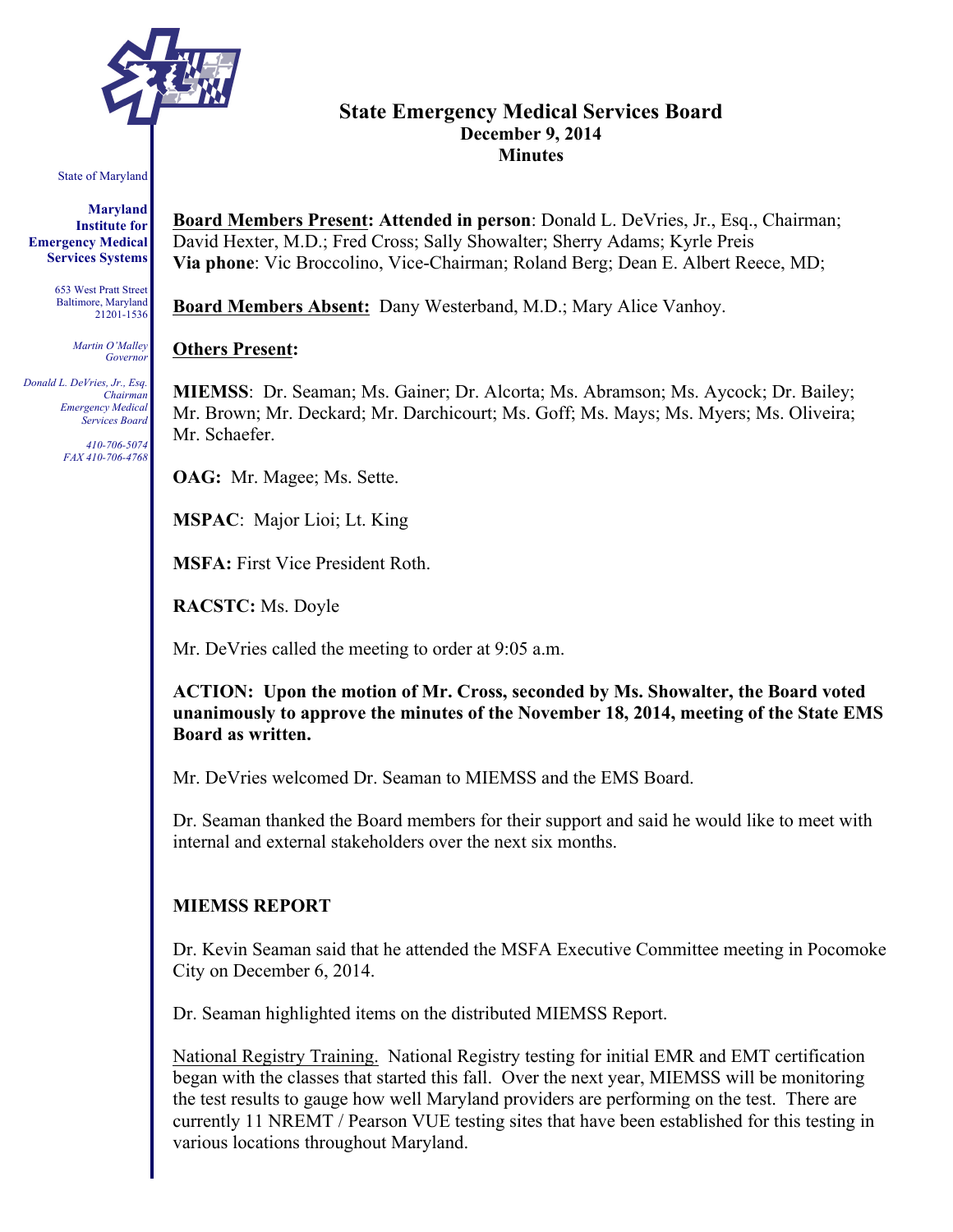# State Emergency Medical Services Board
## December 9, 2014
## Minutes

State of Maryland

**Maryland Institute for Emergency Medical Services Systems**

653 West Pratt Street
Baltimore, Maryland
21201-1536

*Martin O'Malley*
*Governor*

*Donald L. DeVries, Jr., Esq.*
*Chairman*
*Emergency Medical Services Board*

*410-706-5074*
*FAX 410-706-4768*

**Board Members Present: Attended in person**: Donald L. DeVries, Jr., Esq., Chairman; David Hexter, M.D.; Fred Cross; Sally Showalter; Sherry Adams; Kyrle Preis
**Via phone**: Vic Broccolino, Vice-Chairman; Roland Berg; Dean E. Albert Reece, MD;

**Board Members Absent:** Dany Westerband, M.D.; Mary Alice Vanhoy.

**Others Present:**

**MIEMSS**: Dr. Seaman; Ms. Gainer; Dr. Alcorta; Ms. Abramson; Ms. Aycock; Dr. Bailey; Mr. Brown; Mr. Deckard; Mr. Darchicourt; Ms. Goff; Ms. Mays; Ms. Myers; Ms. Oliveira; Mr. Schaefer.

**OAG:** Mr. Magee; Ms. Sette.

**MSPAC**: Major Lioi; Lt. King

**MSFA:** First Vice President Roth.

**RACSTC:** Ms. Doyle

Mr. DeVries called the meeting to order at 9:05 a.m.

**ACTION: Upon the motion of Mr. Cross, seconded by Ms. Showalter, the Board voted unanimously to approve the minutes of the November 18, 2014, meeting of the State EMS Board as written.**

Mr. DeVries welcomed Dr. Seaman to MIEMSS and the EMS Board.

Dr. Seaman thanked the Board members for their support and said he would like to meet with internal and external stakeholders over the next six months.

## MIEMSS REPORT

Dr. Kevin Seaman said that he attended the MSFA Executive Committee meeting in Pocomoke City on December 6, 2014.

Dr. Seaman highlighted items on the distributed MIEMSS Report.

National Registry Training. National Registry testing for initial EMR and EMT certification began with the classes that started this fall. Over the next year, MIEMSS will be monitoring the test results to gauge how well Maryland providers are performing on the test. There are currently 11 NREMT / Pearson VUE testing sites that have been established for this testing in various locations throughout Maryland.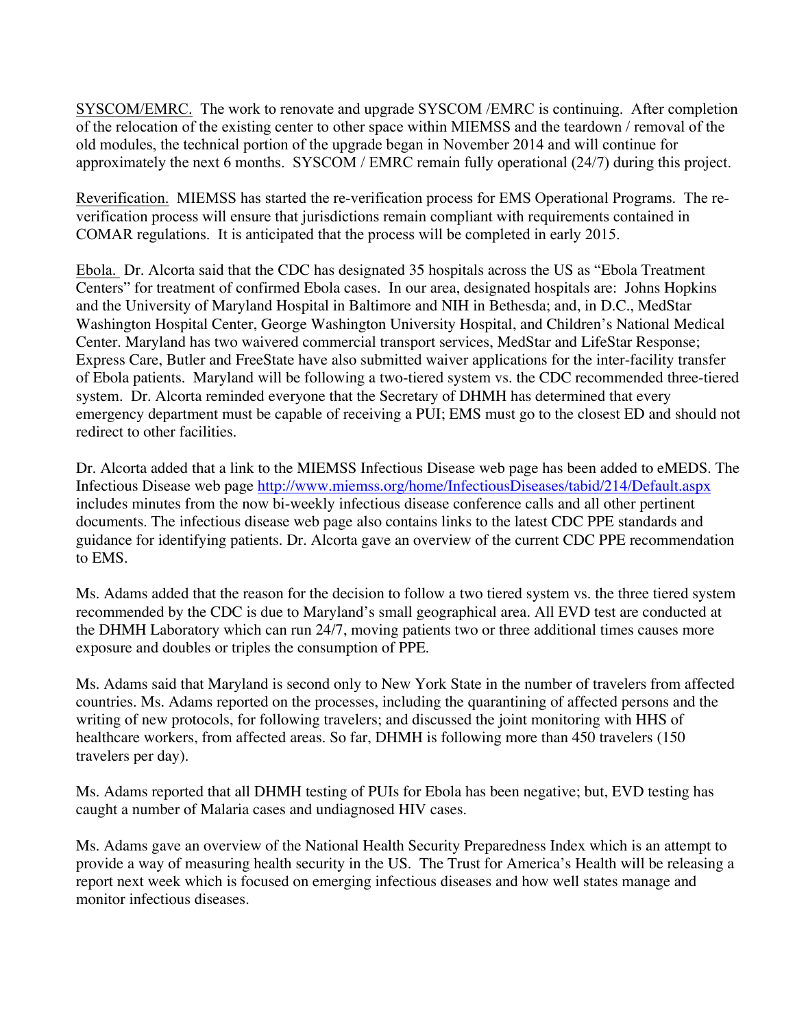SYSCOM/EMRC. The work to renovate and upgrade SYSCOM /EMRC is continuing. After completion of the relocation of the existing center to other space within MIEMSS and the teardown / removal of the old modules, the technical portion of the upgrade began in November 2014 and will continue for approximately the next 6 months. SYSCOM / EMRC remain fully operational (24/7) during this project.

Reverification. MIEMSS has started the re-verification process for EMS Operational Programs. The re-verification process will ensure that jurisdictions remain compliant with requirements contained in COMAR regulations. It is anticipated that the process will be completed in early 2015.

Ebola. Dr. Alcorta said that the CDC has designated 35 hospitals across the US as "Ebola Treatment Centers" for treatment of confirmed Ebola cases. In our area, designated hospitals are: Johns Hopkins and the University of Maryland Hospital in Baltimore and NIH in Bethesda; and, in D.C., MedStar Washington Hospital Center, George Washington University Hospital, and Children's National Medical Center. Maryland has two waivered commercial transport services, MedStar and LifeStar Response; Express Care, Butler and FreeState have also submitted waiver applications for the inter-facility transfer of Ebola patients. Maryland will be following a two-tiered system vs. the CDC recommended three-tiered system. Dr. Alcorta reminded everyone that the Secretary of DHMH has determined that every emergency department must be capable of receiving a PUI; EMS must go to the closest ED and should not redirect to other facilities.

Dr. Alcorta added that a link to the MIEMSS Infectious Disease web page has been added to eMEDS. The Infectious Disease web page http://www.miemss.org/home/InfectiousDiseases/tabid/214/Default.aspx includes minutes from the now bi-weekly infectious disease conference calls and all other pertinent documents. The infectious disease web page also contains links to the latest CDC PPE standards and guidance for identifying patients. Dr. Alcorta gave an overview of the current CDC PPE recommendation to EMS.

Ms. Adams added that the reason for the decision to follow a two tiered system vs. the three tiered system recommended by the CDC is due to Maryland's small geographical area. All EVD test are conducted at the DHMH Laboratory which can run 24/7, moving patients two or three additional times causes more exposure and doubles or triples the consumption of PPE.

Ms. Adams said that Maryland is second only to New York State in the number of travelers from affected countries. Ms. Adams reported on the processes, including the quarantining of affected persons and the writing of new protocols, for following travelers; and discussed the joint monitoring with HHS of healthcare workers, from affected areas. So far, DHMH is following more than 450 travelers (150 travelers per day).

Ms. Adams reported that all DHMH testing of PUIs for Ebola has been negative; but, EVD testing has caught a number of Malaria cases and undiagnosed HIV cases.

Ms. Adams gave an overview of the National Health Security Preparedness Index which is an attempt to provide a way of measuring health security in the US. The Trust for America's Health will be releasing a report next week which is focused on emerging infectious diseases and how well states manage and monitor infectious diseases.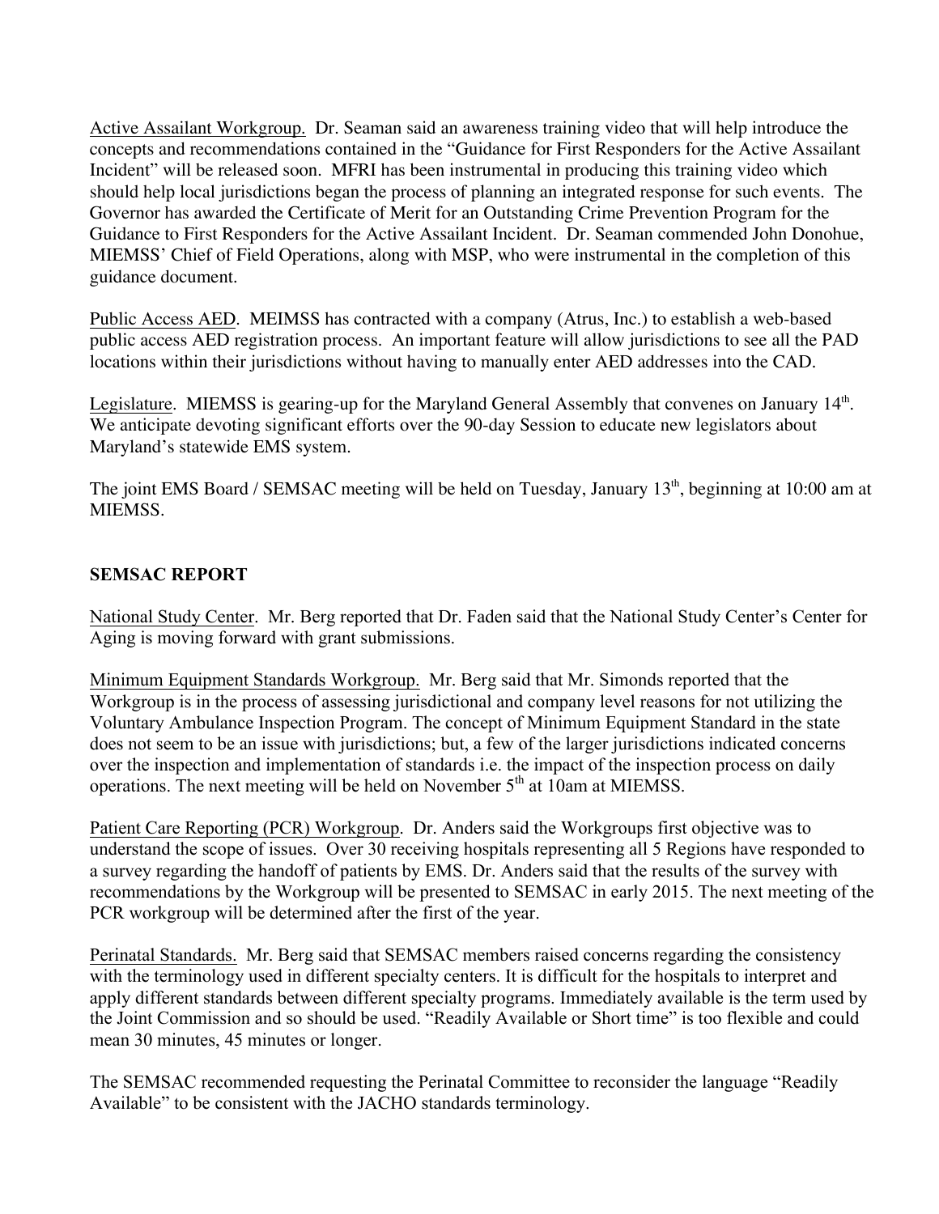Active Assailant Workgroup. Dr. Seaman said an awareness training video that will help introduce the concepts and recommendations contained in the "Guidance for First Responders for the Active Assailant Incident" will be released soon. MFRI has been instrumental in producing this training video which should help local jurisdictions began the process of planning an integrated response for such events. The Governor has awarded the Certificate of Merit for an Outstanding Crime Prevention Program for the Guidance to First Responders for the Active Assailant Incident. Dr. Seaman commended John Donohue, MIEMSS' Chief of Field Operations, along with MSP, who were instrumental in the completion of this guidance document.

Public Access AED. MEIMSS has contracted with a company (Atrus, Inc.) to establish a web-based public access AED registration process. An important feature will allow jurisdictions to see all the PAD locations within their jurisdictions without having to manually enter AED addresses into the CAD.

Legislature. MIEMSS is gearing-up for the Maryland General Assembly that convenes on January 14th. We anticipate devoting significant efforts over the 90-day Session to educate new legislators about Maryland's statewide EMS system.

The joint EMS Board / SEMSAC meeting will be held on Tuesday, January 13th, beginning at 10:00 am at MIEMSS.

## SEMSAC REPORT

National Study Center. Mr. Berg reported that Dr. Faden said that the National Study Center's Center for Aging is moving forward with grant submissions.

Minimum Equipment Standards Workgroup. Mr. Berg said that Mr. Simonds reported that the Workgroup is in the process of assessing jurisdictional and company level reasons for not utilizing the Voluntary Ambulance Inspection Program. The concept of Minimum Equipment Standard in the state does not seem to be an issue with jurisdictions; but, a few of the larger jurisdictions indicated concerns over the inspection and implementation of standards i.e. the impact of the inspection process on daily operations. The next meeting will be held on November 5th at 10am at MIEMSS.

Patient Care Reporting (PCR) Workgroup. Dr. Anders said the Workgroups first objective was to understand the scope of issues. Over 30 receiving hospitals representing all 5 Regions have responded to a survey regarding the handoff of patients by EMS. Dr. Anders said that the results of the survey with recommendations by the Workgroup will be presented to SEMSAC in early 2015. The next meeting of the PCR workgroup will be determined after the first of the year.

Perinatal Standards. Mr. Berg said that SEMSAC members raised concerns regarding the consistency with the terminology used in different specialty centers. It is difficult for the hospitals to interpret and apply different standards between different specialty programs. Immediately available is the term used by the Joint Commission and so should be used. "Readily Available or Short time" is too flexible and could mean 30 minutes, 45 minutes or longer.

The SEMSAC recommended requesting the Perinatal Committee to reconsider the language "Readily Available" to be consistent with the JACHO standards terminology.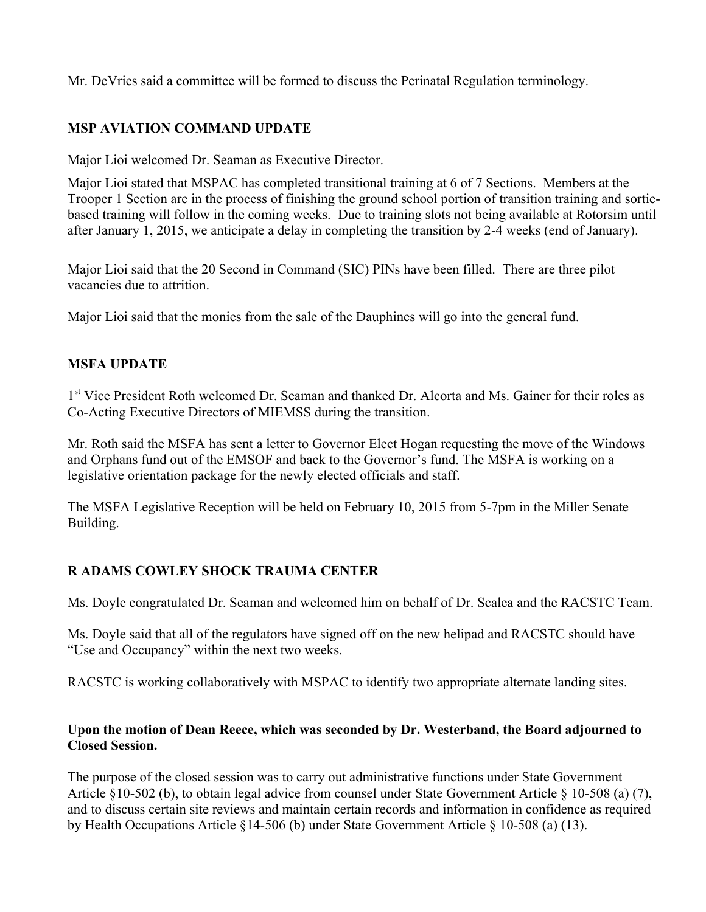Mr. DeVries said a committee will be formed to discuss the Perinatal Regulation terminology.

## MSP AVIATION COMMAND UPDATE

Major Lioi welcomed Dr. Seaman as Executive Director.

Major Lioi stated that MSPAC has completed transitional training at 6 of 7 Sections. Members at the Trooper 1 Section are in the process of finishing the ground school portion of transition training and sortie-based training will follow in the coming weeks. Due to training slots not being available at Rotorsim until after January 1, 2015, we anticipate a delay in completing the transition by 2-4 weeks (end of January).

Major Lioi said that the 20 Second in Command (SIC) PINs have been filled. There are three pilot vacancies due to attrition.

Major Lioi said that the monies from the sale of the Dauphines will go into the general fund.

## MSFA UPDATE

1st Vice President Roth welcomed Dr. Seaman and thanked Dr. Alcorta and Ms. Gainer for their roles as Co-Acting Executive Directors of MIEMSS during the transition.

Mr. Roth said the MSFA has sent a letter to Governor Elect Hogan requesting the move of the Windows and Orphans fund out of the EMSOF and back to the Governor's fund. The MSFA is working on a legislative orientation package for the newly elected officials and staff.

The MSFA Legislative Reception will be held on February 10, 2015 from 5-7pm in the Miller Senate Building.

## R ADAMS COWLEY SHOCK TRAUMA CENTER

Ms. Doyle congratulated Dr. Seaman and welcomed him on behalf of Dr. Scalea and the RACSTC Team.

Ms. Doyle said that all of the regulators have signed off on the new helipad and RACSTC should have "Use and Occupancy" within the next two weeks.

RACSTC is working collaboratively with MSPAC to identify two appropriate alternate landing sites.

**Upon the motion of Dean Reece, which was seconded by Dr. Westerband, the Board adjourned to Closed Session.**

The purpose of the closed session was to carry out administrative functions under State Government Article §10-502 (b), to obtain legal advice from counsel under State Government Article § 10-508 (a) (7), and to discuss certain site reviews and maintain certain records and information in confidence as required by Health Occupations Article §14-506 (b) under State Government Article § 10-508 (a) (13).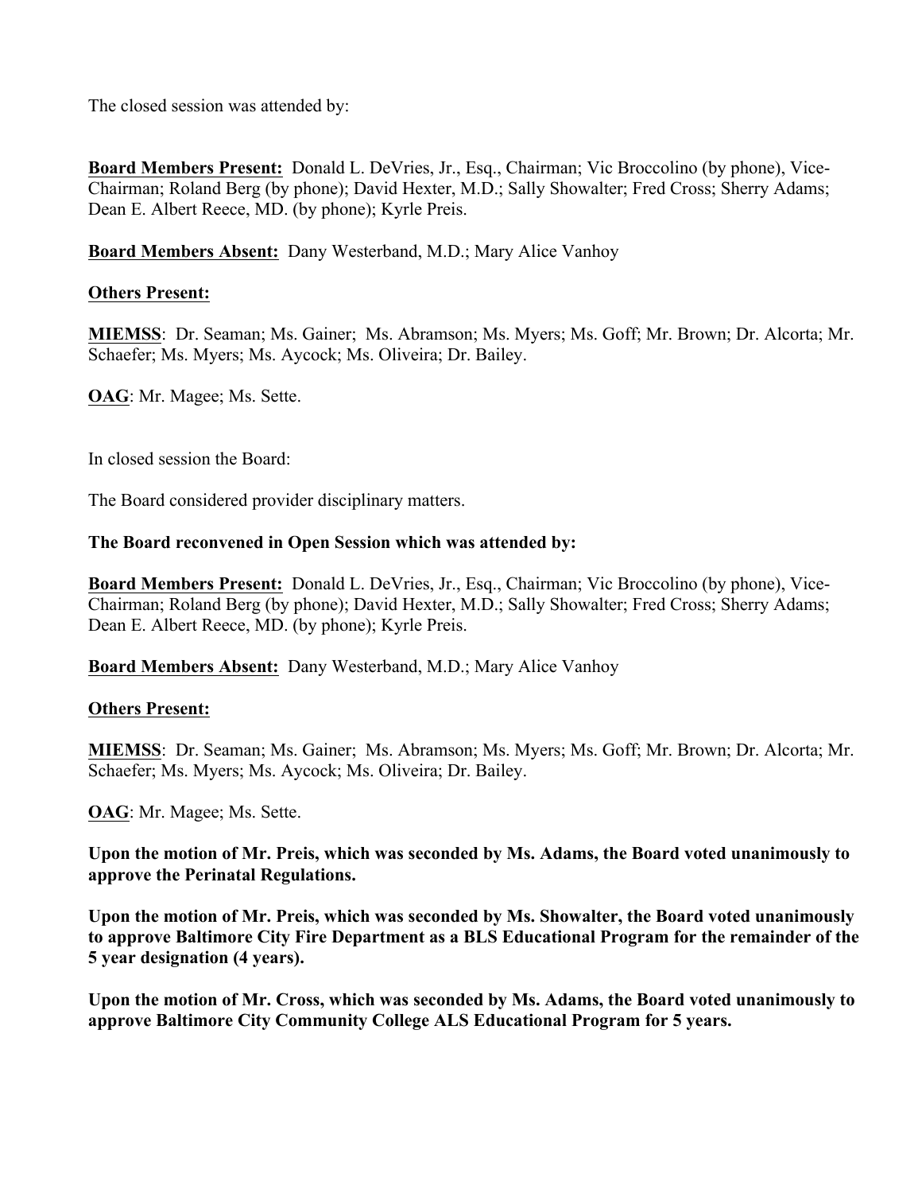The closed session was attended by:

**Board Members Present:** Donald L. DeVries, Jr., Esq., Chairman; Vic Broccolino (by phone), Vice-Chairman; Roland Berg (by phone); David Hexter, M.D.; Sally Showalter; Fred Cross; Sherry Adams; Dean E. Albert Reece, MD. (by phone); Kyrle Preis.

**Board Members Absent:** Dany Westerband, M.D.; Mary Alice Vanhoy

**Others Present:**

**MIEMSS**: Dr. Seaman; Ms. Gainer; Ms. Abramson; Ms. Myers; Ms. Goff; Mr. Brown; Dr. Alcorta; Mr. Schaefer; Ms. Myers; Ms. Aycock; Ms. Oliveira; Dr. Bailey.

**OAG**: Mr. Magee; Ms. Sette.

In closed session the Board:

The Board considered provider disciplinary matters.

**The Board reconvened in Open Session which was attended by:**

**Board Members Present:** Donald L. DeVries, Jr., Esq., Chairman; Vic Broccolino (by phone), Vice-Chairman; Roland Berg (by phone); David Hexter, M.D.; Sally Showalter; Fred Cross; Sherry Adams; Dean E. Albert Reece, MD. (by phone); Kyrle Preis.

**Board Members Absent:** Dany Westerband, M.D.; Mary Alice Vanhoy

**Others Present:**

**MIEMSS**: Dr. Seaman; Ms. Gainer; Ms. Abramson; Ms. Myers; Ms. Goff; Mr. Brown; Dr. Alcorta; Mr. Schaefer; Ms. Myers; Ms. Aycock; Ms. Oliveira; Dr. Bailey.

**OAG**: Mr. Magee; Ms. Sette.

**Upon the motion of Mr. Preis, which was seconded by Ms. Adams, the Board voted unanimously to approve the Perinatal Regulations.**

**Upon the motion of Mr. Preis, which was seconded by Ms. Showalter, the Board voted unanimously to approve Baltimore City Fire Department as a BLS Educational Program for the remainder of the 5 year designation (4 years).**

**Upon the motion of Mr. Cross, which was seconded by Ms. Adams, the Board voted unanimously to approve Baltimore City Community College ALS Educational Program for 5 years.**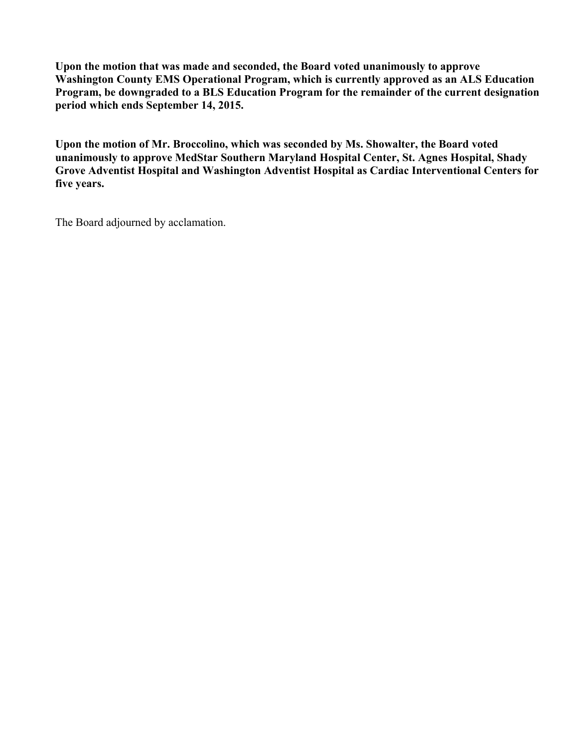**Upon the motion that was made and seconded, the Board voted unanimously to approve Washington County EMS Operational Program, which is currently approved as an ALS Education Program, be downgraded to a BLS Education Program for the remainder of the current designation period which ends September 14, 2015.**

**Upon the motion of Mr. Broccolino, which was seconded by Ms. Showalter, the Board voted unanimously to approve MedStar Southern Maryland Hospital Center, St. Agnes Hospital, Shady Grove Adventist Hospital and Washington Adventist Hospital as Cardiac Interventional Centers for five years.**

The Board adjourned by acclamation.